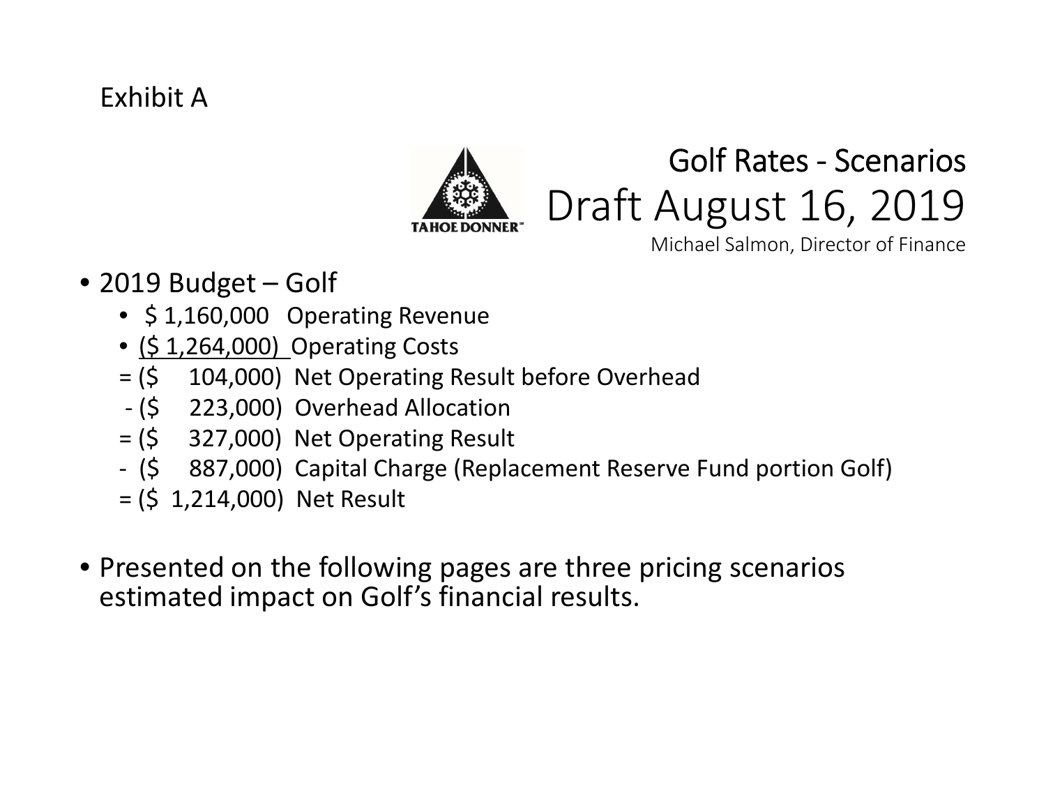Exhibit A

# Golf Rates - Scenarios

## Draft August 16, 2019

Michael Salmon, Director of Finance

- 2019 Budget – Golf
  - $ 1,160,000 Operating Revenue
  - ($ 1,264,000) Operating Costs
  - = ($ 104,000) Net Operating Result before Overhead
  - \- ($ 223,000) Overhead Allocation
  - = ($ 327,000) Net Operating Result
  - \- ($ 887,000) Capital Charge (Replacement Reserve Fund portion Golf)
  - = ($ 1,214,000) Net Result

- Presented on the following pages are three pricing scenarios estimated impact on Golf's financial results.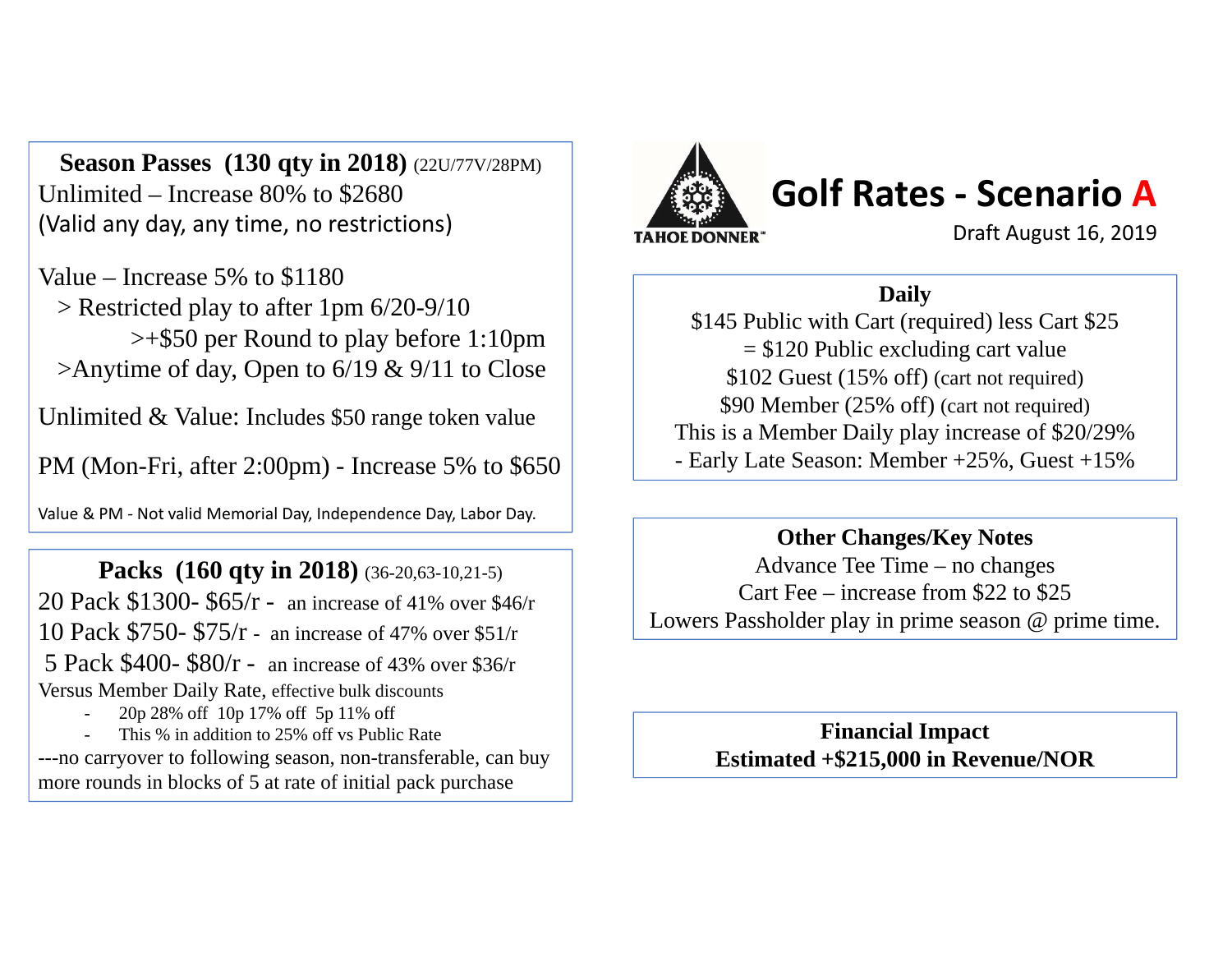# Golf Rates - Scenario A

Draft August 16, 2019

## Season Passes (130 qty in 2018) (22U/77V/28PM)

Unlimited – Increase 80% to $2680
(Valid any day, any time, no restrictions)

Value – Increase 5% to $1180
> Restricted play to after 1pm 6/20-9/10
>+$50 per Round to play before 1:10pm
>Anytime of day, Open to 6/19 & 9/11 to Close

Unlimited & Value: Includes $50 range token value

PM (Mon-Fri, after 2:00pm) - Increase 5% to $650

Value & PM - Not valid Memorial Day, Independence Day, Labor Day.

## Packs (160 qty in 2018) (36-20,63-10,21-5)

20 Pack $1300- $65/r - an increase of 41% over $46/r
10 Pack $750- $75/r - an increase of 47% over $51/r
5 Pack $400- $80/r - an increase of 43% over $36/r

Versus Member Daily Rate, effective bulk discounts

- 20p 28% off 10p 17% off 5p 11% off
- This % in addition to 25% off vs Public Rate

---no carryover to following season, non-transferable, can buy more rounds in blocks of 5 at rate of initial pack purchase

## Daily

$145 Public with Cart (required) less Cart $25
= $120 Public excluding cart value
$102 Guest (15% off) (cart not required)
$90 Member (25% off) (cart not required)
This is a Member Daily play increase of $20/29%
- Early Late Season: Member +25%, Guest +15%

## Other Changes/Key Notes

Advance Tee Time – no changes
Cart Fee – increase from $22 to $25
Lowers Passholder play in prime season @ prime time.

## Financial Impact

**Estimated +$215,000 in Revenue/NOR**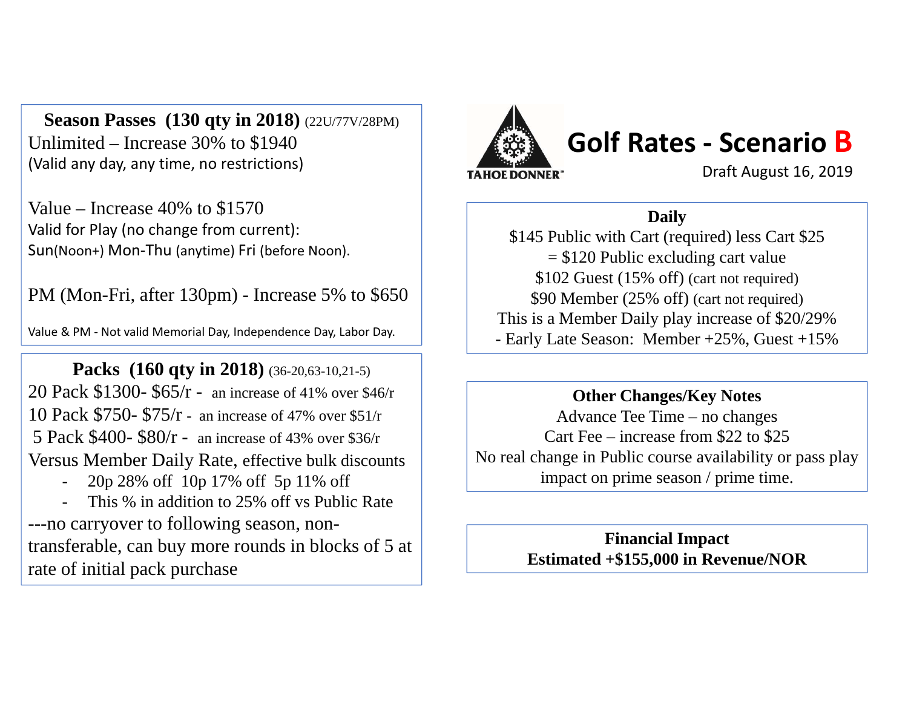# Golf Rates - Scenario B

Draft August 16, 2019

**Season Passes (130 qty in 2018)** (22U/77V/28PM)

Unlimited – Increase 30% to $1940
(Valid any day, any time, no restrictions)

Value – Increase 40% to $1570
Valid for Play (no change from current):
Sun(Noon+) Mon-Thu (anytime) Fri (before Noon).

PM (Mon-Fri, after 130pm) - Increase 5% to $650

Value & PM - Not valid Memorial Day, Independence Day, Labor Day.

**Packs (160 qty in 2018)** (36-20,63-10,21-5)

20 Pack $1300- $65/r - an increase of 41% over $46/r
10 Pack $750- $75/r - an increase of 47% over $51/r
5 Pack $400- $80/r - an increase of 43% over $36/r

Versus Member Daily Rate, effective bulk discounts

- 20p 28% off 10p 17% off 5p 11% off
- This % in addition to 25% off vs Public Rate

---no carryover to following season, non-transferable, can buy more rounds in blocks of 5 at rate of initial pack purchase

**Daily**

$145 Public with Cart (required) less Cart $25
= $120 Public excluding cart value
$102 Guest (15% off) (cart not required)
$90 Member (25% off) (cart not required)
This is a Member Daily play increase of $20/29%
- Early Late Season: Member +25%, Guest +15%

**Other Changes/Key Notes**

Advance Tee Time – no changes
Cart Fee – increase from $22 to $25
No real change in Public course availability or pass play impact on prime season / prime time.

**Financial Impact**
**Estimated +$155,000 in Revenue/NOR**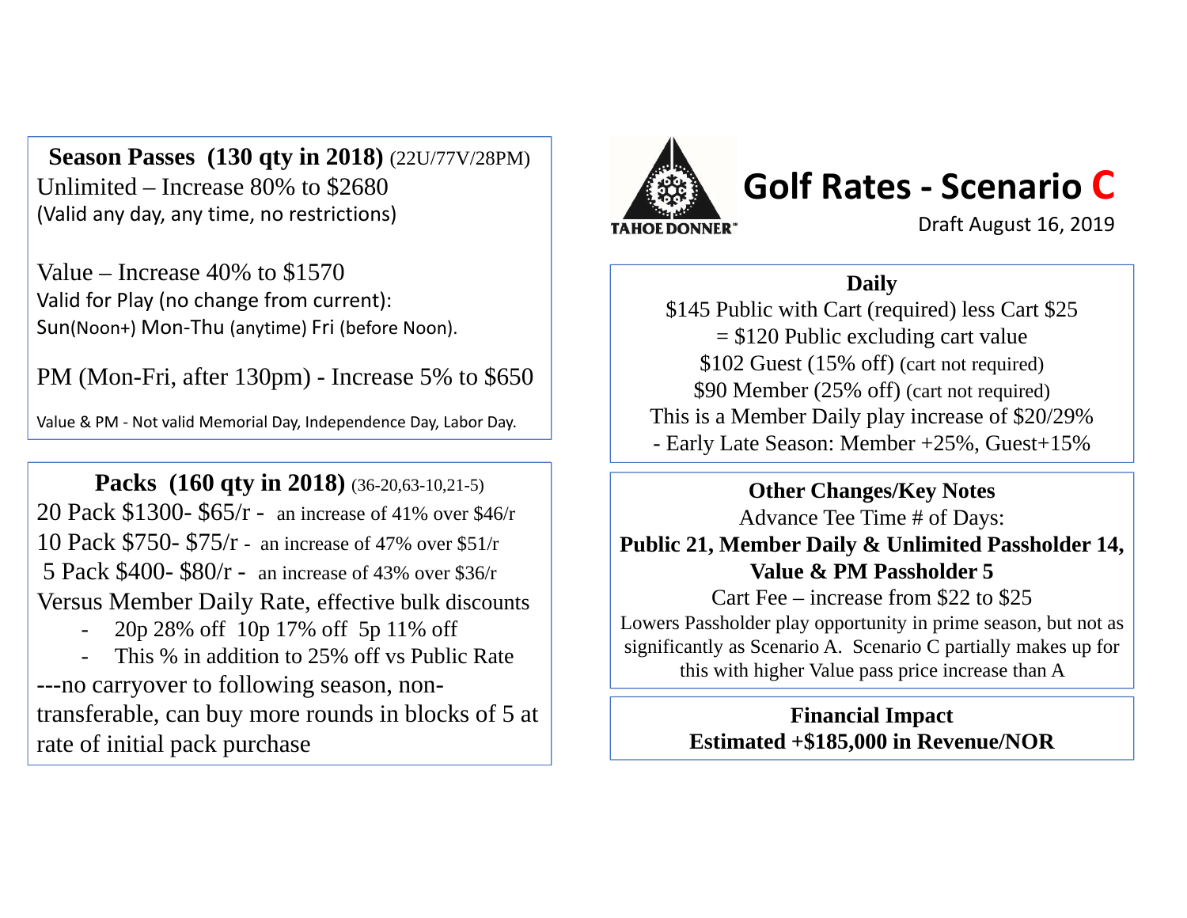# Golf Rates - Scenario C

Draft August 16, 2019

TAHOE DONNER

**Season Passes (130 qty in 2018)** (22U/77V/28PM)

Unlimited – Increase 80% to $2680
(Valid any day, any time, no restrictions)

Value – Increase 40% to $1570
Valid for Play (no change from current):
Sun(Noon+) Mon-Thu (anytime) Fri (before Noon).

PM (Mon-Fri, after 130pm) - Increase 5% to $650

Value & PM - Not valid Memorial Day, Independence Day, Labor Day.

**Packs (160 qty in 2018)** (36-20,63-10,21-5)

20 Pack $1300- $65/r - an increase of 41% over $46/r
10 Pack $750- $75/r - an increase of 47% over $51/r
5 Pack $400- $80/r - an increase of 43% over $36/r

Versus Member Daily Rate, effective bulk discounts

- 20p 28% off 10p 17% off 5p 11% off
- This % in addition to 25% off vs Public Rate

---no carryover to following season, non-transferable, can buy more rounds in blocks of 5 at rate of initial pack purchase

**Daily**

$145 Public with Cart (required) less Cart $25
= $120 Public excluding cart value
$102 Guest (15% off) (cart not required)
$90 Member (25% off) (cart not required)
This is a Member Daily play increase of $20/29%
- Early Late Season: Member +25%, Guest+15%

**Other Changes/Key Notes**

Advance Tee Time # of Days:
**Public 21, Member Daily & Unlimited Passholder 14, Value & PM Passholder 5**
Cart Fee – increase from $22 to $25
Lowers Passholder play opportunity in prime season, but not as significantly as Scenario A. Scenario C partially makes up for this with higher Value pass price increase than A

**Financial Impact**
**Estimated +$185,000 in Revenue/NOR**